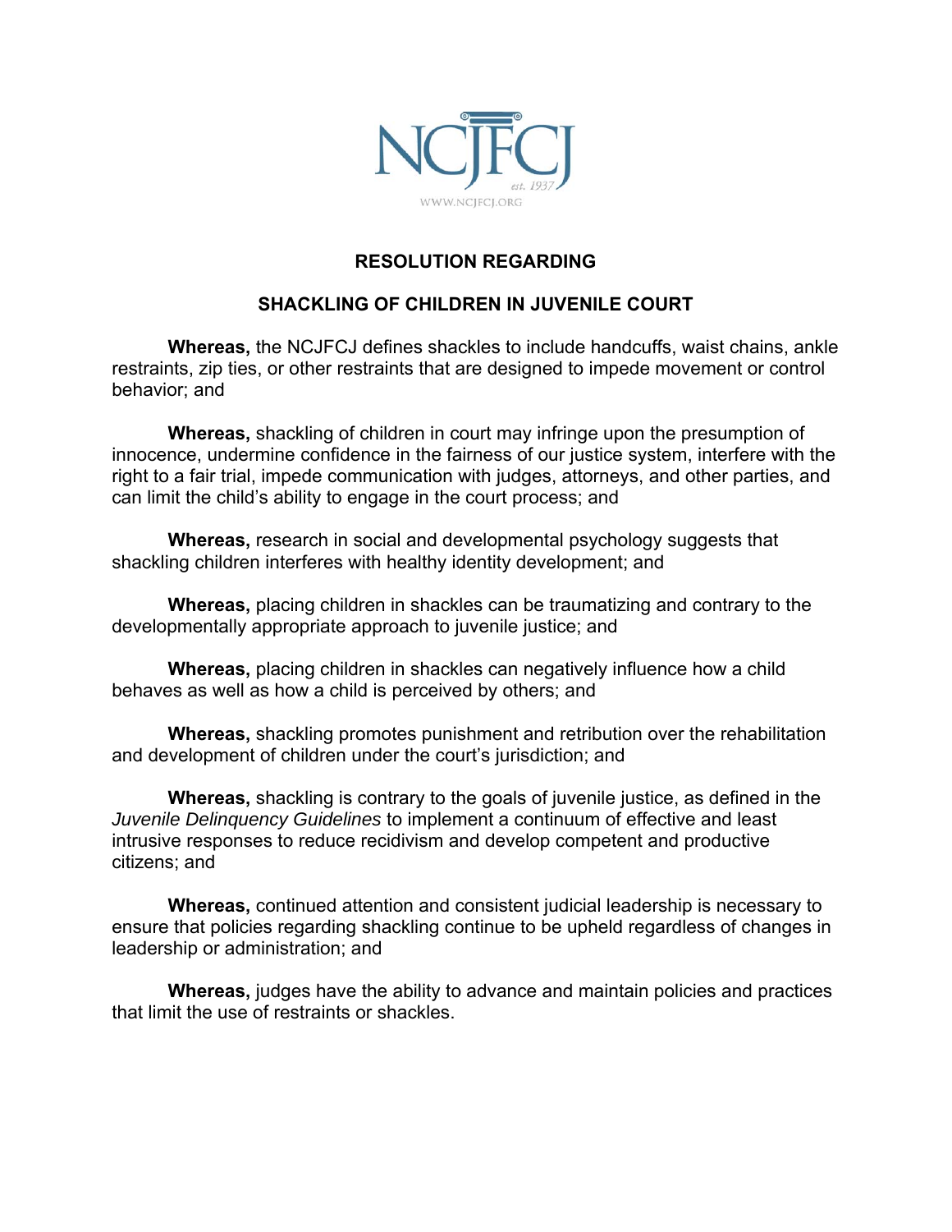NCJFCJ

est. 1937

WWW.NCJFCJ.ORG

# RESOLUTION REGARDING

## SHACKLING OF CHILDREN IN JUVENILE COURT

**Whereas,** the NCJFCJ defines shackles to include handcuffs, waist chains, ankle restraints, zip ties, or other restraints that are designed to impede movement or control behavior; and

**Whereas,** shackling of children in court may infringe upon the presumption of innocence, undermine confidence in the fairness of our justice system, interfere with the right to a fair trial, impede communication with judges, attorneys, and other parties, and can limit the child's ability to engage in the court process; and

**Whereas,** research in social and developmental psychology suggests that shackling children interferes with healthy identity development; and

**Whereas,** placing children in shackles can be traumatizing and contrary to the developmentally appropriate approach to juvenile justice; and

**Whereas,** placing children in shackles can negatively influence how a child behaves as well as how a child is perceived by others; and

**Whereas,** shackling promotes punishment and retribution over the rehabilitation and development of children under the court's jurisdiction; and

**Whereas,** shackling is contrary to the goals of juvenile justice, as defined in the *Juvenile Delinquency Guidelines* to implement a continuum of effective and least intrusive responses to reduce recidivism and develop competent and productive citizens; and

**Whereas,** continued attention and consistent judicial leadership is necessary to ensure that policies regarding shackling continue to be upheld regardless of changes in leadership or administration; and

**Whereas,** judges have the ability to advance and maintain policies and practices that limit the use of restraints or shackles.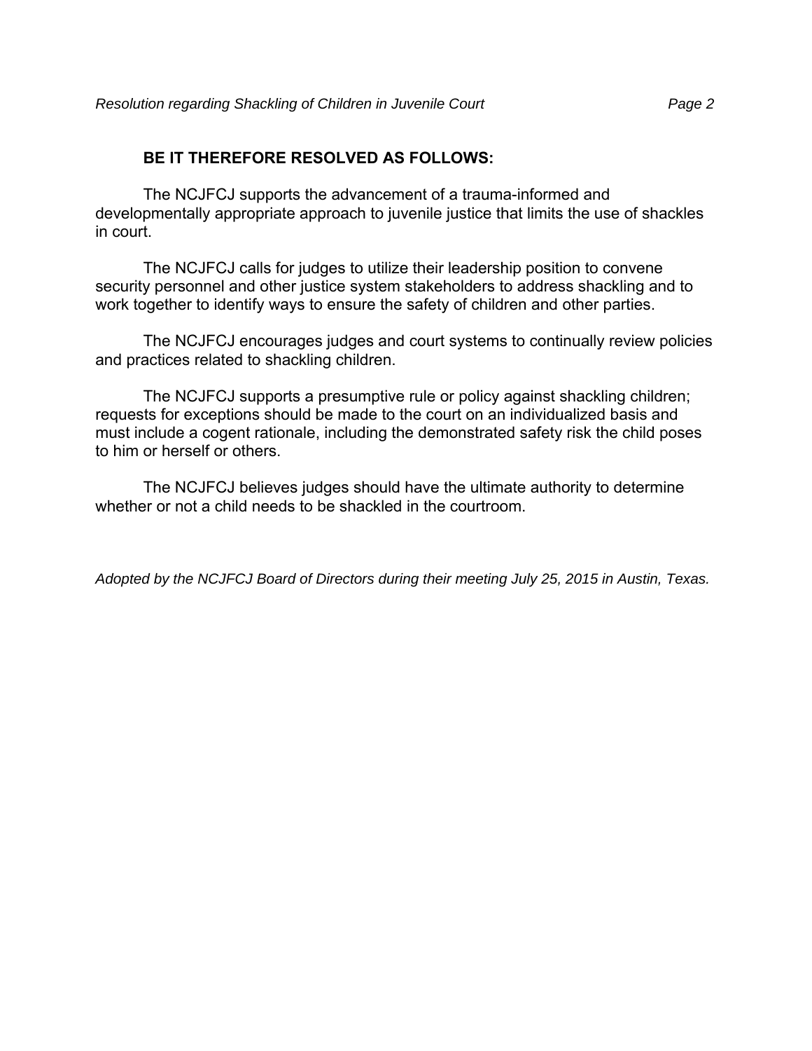**BE IT THEREFORE RESOLVED AS FOLLOWS:**

The NCJFCJ supports the advancement of a trauma-informed and developmentally appropriate approach to juvenile justice that limits the use of shackles in court.

The NCJFCJ calls for judges to utilize their leadership position to convene security personnel and other justice system stakeholders to address shackling and to work together to identify ways to ensure the safety of children and other parties.

The NCJFCJ encourages judges and court systems to continually review policies and practices related to shackling children.

The NCJFCJ supports a presumptive rule or policy against shackling children; requests for exceptions should be made to the court on an individualized basis and must include a cogent rationale, including the demonstrated safety risk the child poses to him or herself or others.

The NCJFCJ believes judges should have the ultimate authority to determine whether or not a child needs to be shackled in the courtroom.

*Adopted by the NCJFCJ Board of Directors during their meeting July 25, 2015 in Austin, Texas.*